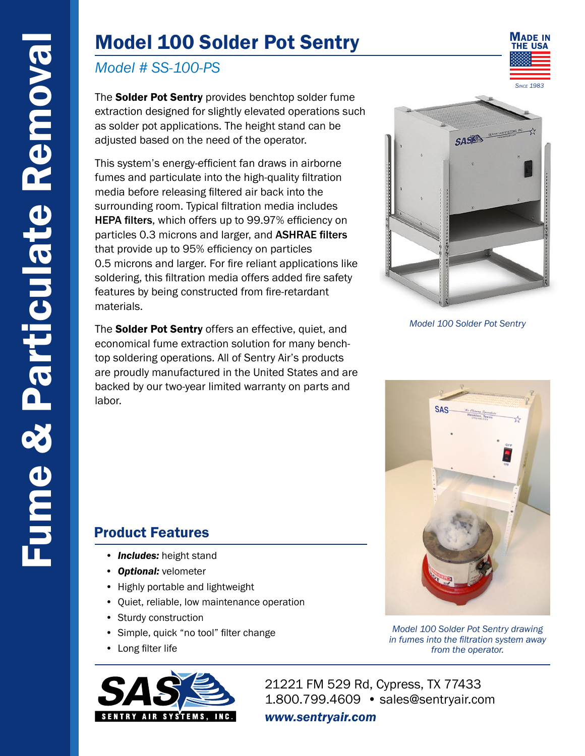# Model 100 Solder Pot Sentry

*Model # SS-100-PS*

The **Solder Pot Sentry** provides benchtop solder fume extraction designed for slightly elevated operations such as solder pot applications. The height stand can be adjusted based on the need of the operator.

This system's energy-efficient fan draws in airborne fumes and particulate into the high-quality filtration media before releasing filtered air back into the surrounding room. Typical filtration media includes **HEPA filters**, which offers up to 99.97% efficiency on particles 0.3 microns and larger, and **ASHRAE filters** that provide up to 95% efficiency on particles 0.5 microns and larger. For fire reliant applications like soldering, this filtration media offers added fire safety features by being constructed from fire-retardant materials.

The **Solder Pot Sentry** offers an effective, quiet, and economical fume extraction solution for many bench-top soldering operations. All of Sentry Air's products are proudly manufactured in the United States and are backed by our two-year limited warranty on parts and labor.

*Model 100 Solder Pot Sentry*

*Model 100 Solder Pot Sentry drawing in fumes into the filtration system away from the operator.*

## Product Features

- ***Includes:*** height stand
- ***Optional:*** velometer
- Highly portable and lightweight
- Quiet, reliable, low maintenance operation
- Sturdy construction
- Simple, quick "no tool" filter change
- Long filter life

SENTRY AIR SYSTEMS, INC.

21221 FM 529 Rd, Cypress, TX 77433
1.800.799.4609 • sales@sentryair.com
***www.sentryair.com***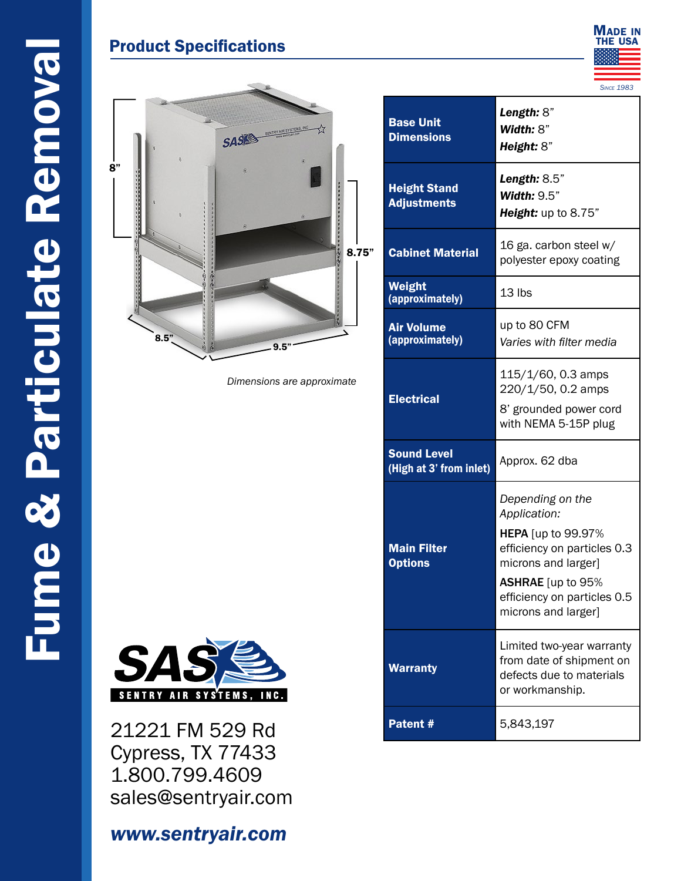# Fume & Particulate Removal

## Product Specifications

MADE IN THE USA
Since 1983

8”
8.75”
8.5”
9.5”

*Dimensions are approximate*

| | |
|---|---|
| **Base Unit Dimensions** | ***Length:*** 8” ***Width:*** 8” ***Height:*** 8” |
| **Height Stand Adjustments** | ***Length:*** 8.5” ***Width:*** 9.5” ***Height:*** up to 8.75” |
| **Cabinet Material** | 16 ga. carbon steel w/ polyester epoxy coating |
| **Weight (approximately)** | 13 lbs |
| **Air Volume (approximately)** | up to 80 CFM *Varies with filter media* |
| **Electrical** | 115/1/60, 0.3 amps 220/1/50, 0.2 amps 8’ grounded power cord with NEMA 5-15P plug |
| **Sound Level (High at 3’ from inlet)** | Approx. 62 dba |
| **Main Filter Options** | *Depending on the Application:* **HEPA** [up to 99.97% efficiency on particles 0.3 microns and larger] **ASHRAE** [up to 95% efficiency on particles 0.5 microns and larger] |
| **Warranty** | Limited two-year warranty from date of shipment on defects due to materials or workmanship. |
| **Patent #** | 5,843,197 |

SAS SENTRY AIR SYSTEMS, INC.

21221 FM 529 Rd
Cypress, TX 77433
1.800.799.4609
sales@sentryair.com

***www.sentryair.com***